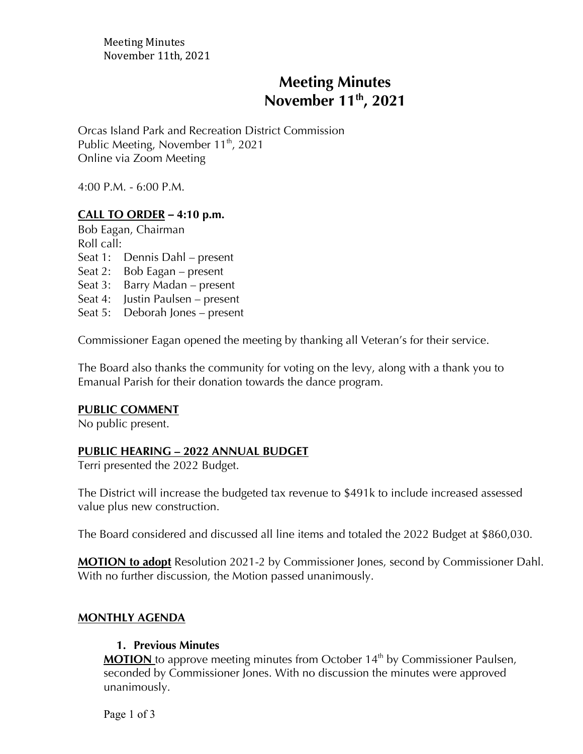# Meeting Minutes
# November 11th, 2021

Orcas Island Park and Recreation District Commission
Public Meeting, November 11th, 2021
Online via Zoom Meeting

4:00 P.M. - 6:00 P.M.

**CALL TO ORDER – 4:10 p.m.**

Bob Eagan, Chairman
Roll call:
Seat 1: Dennis Dahl – present
Seat 2: Bob Eagan – present
Seat 3: Barry Madan – present
Seat 4: Justin Paulsen – present
Seat 5: Deborah Jones – present

Commissioner Eagan opened the meeting by thanking all Veteran's for their service.

The Board also thanks the community for voting on the levy, along with a thank you to Emanual Parish for their donation towards the dance program.

**PUBLIC COMMENT**

No public present.

**PUBLIC HEARING – 2022 ANNUAL BUDGET**

Terri presented the 2022 Budget.

The District will increase the budgeted tax revenue to $491k to include increased assessed value plus new construction.

The Board considered and discussed all line items and totaled the 2022 Budget at $860,030.

**MOTION to adopt** Resolution 2021-2 by Commissioner Jones, second by Commissioner Dahl. With no further discussion, the Motion passed unanimously.

**MONTHLY AGENDA**

**1. Previous Minutes**

**MOTION** to approve meeting minutes from October 14th by Commissioner Paulsen, seconded by Commissioner Jones. With no discussion the minutes were approved unanimously.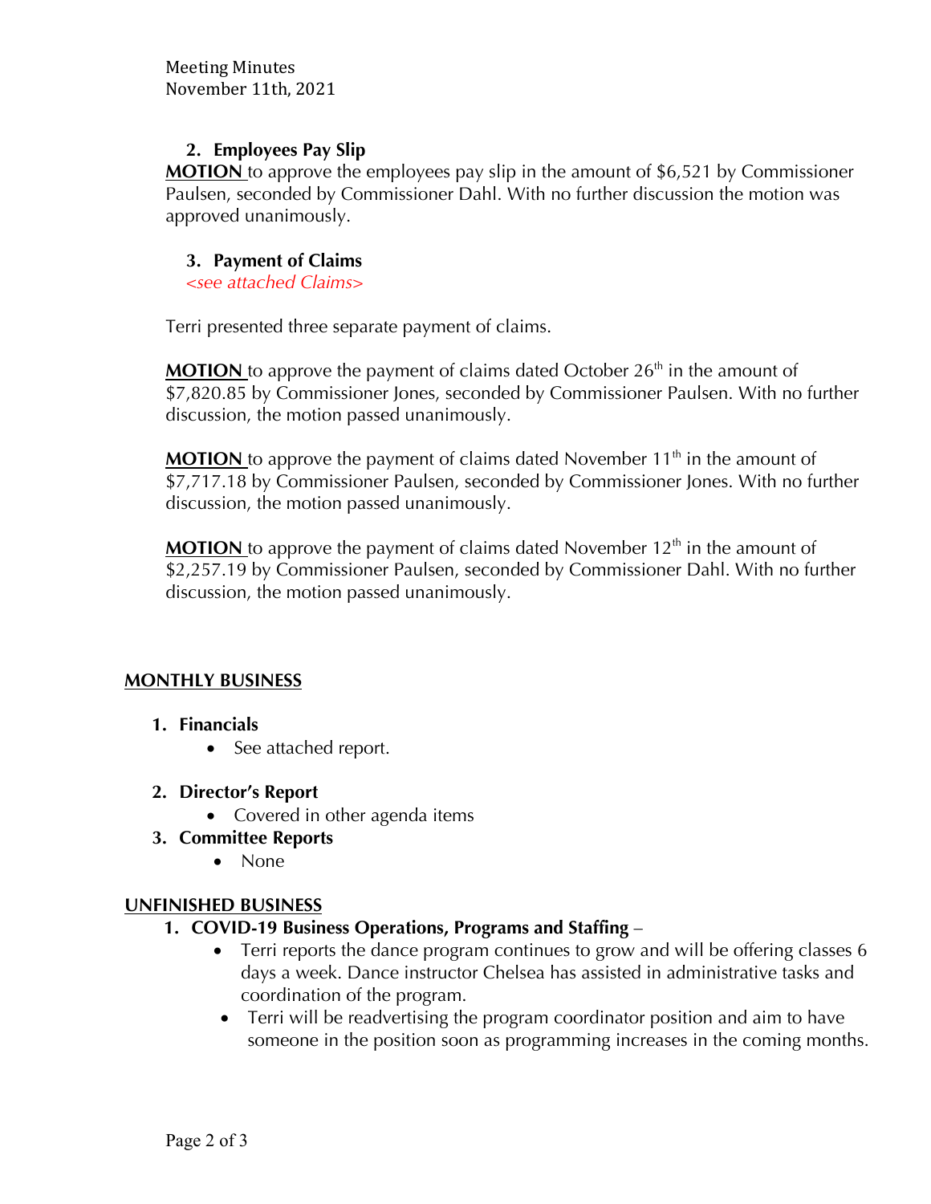Meeting Minutes
November 11th, 2021

2. **Employees Pay Slip**

**MOTION** to approve the employees pay slip in the amount of $6,521 by Commissioner Paulsen, seconded by Commissioner Dahl. With no further discussion the motion was approved unanimously.

3. **Payment of Claims**

*<see attached Claims>*

Terri presented three separate payment of claims.

**MOTION** to approve the payment of claims dated October 26th in the amount of $7,820.85 by Commissioner Jones, seconded by Commissioner Paulsen. With no further discussion, the motion passed unanimously.

**MOTION** to approve the payment of claims dated November 11th in the amount of $7,717.18 by Commissioner Paulsen, seconded by Commissioner Jones. With no further discussion, the motion passed unanimously.

**MOTION** to approve the payment of claims dated November 12th in the amount of $2,257.19 by Commissioner Paulsen, seconded by Commissioner Dahl. With no further discussion, the motion passed unanimously.

## MONTHLY BUSINESS

1. **Financials**
   - See attached report.
2. **Director's Report**
   - Covered in other agenda items
3. **Committee Reports**
   - None

## UNFINISHED BUSINESS

1. **COVID-19 Business Operations, Programs and Staffing** –
   - Terri reports the dance program continues to grow and will be offering classes 6 days a week. Dance instructor Chelsea has assisted in administrative tasks and coordination of the program.
   - Terri will be readvertising the program coordinator position and aim to have someone in the position soon as programming increases in the coming months.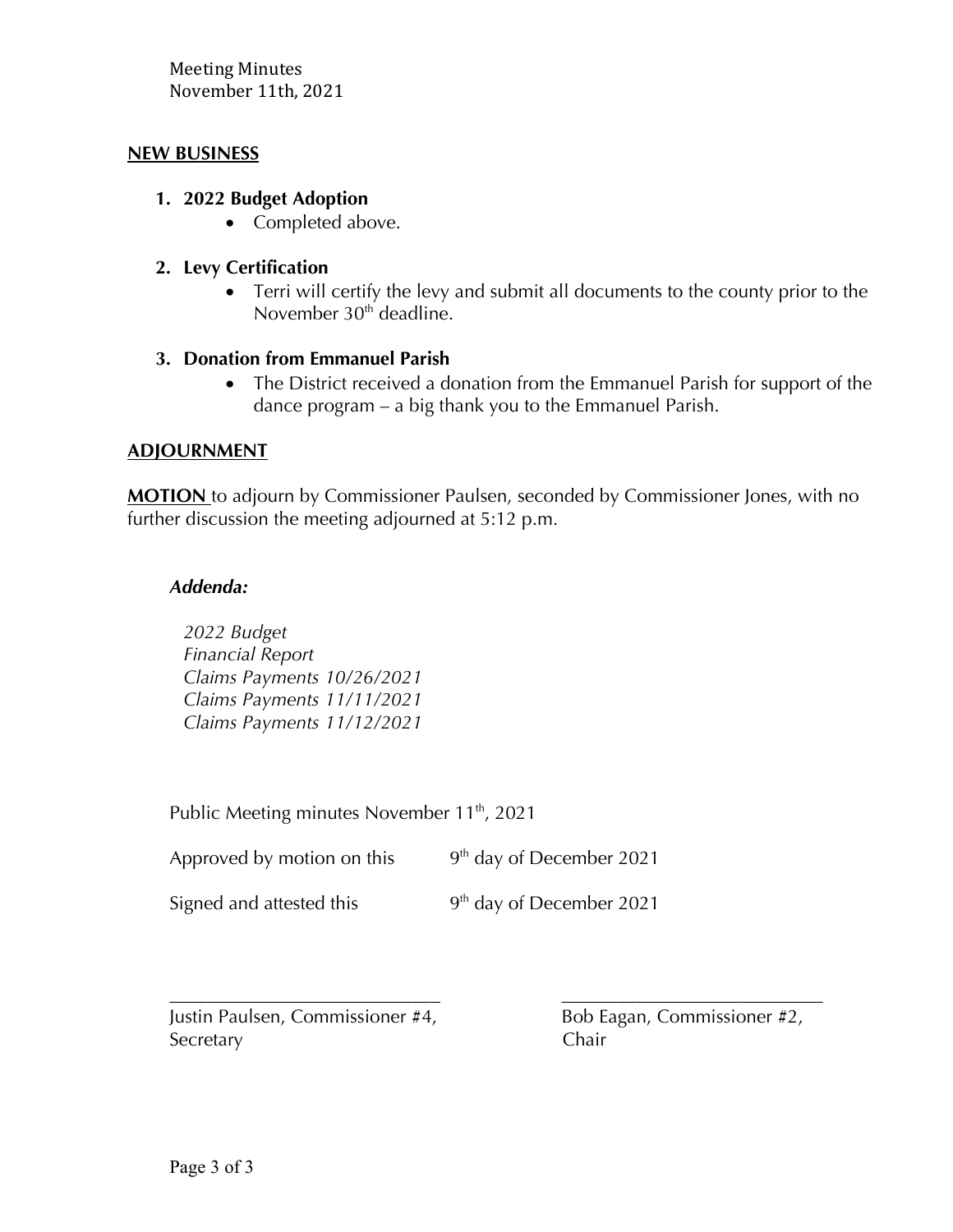## NEW BUSINESS

1. **2022 Budget Adoption**
   - Completed above.

2. **Levy Certification**
   - Terri will certify the levy and submit all documents to the county prior to the November 30th deadline.

3. **Donation from Emmanuel Parish**
   - The District received a donation from the Emmanuel Parish for support of the dance program – a big thank you to the Emmanuel Parish.

## ADJOURNMENT

**MOTION** to adjourn by Commissioner Paulsen, seconded by Commissioner Jones, with no further discussion the meeting adjourned at 5:12 p.m.

***Addenda:***

*2022 Budget*
*Financial Report*
*Claims Payments 10/26/2021*
*Claims Payments 11/11/2021*
*Claims Payments 11/12/2021*

Public Meeting minutes November 11th, 2021

Approved by motion on this 9th day of December 2021

Signed and attested this 9th day of December 2021

\_\_\_\_\_\_\_\_\_\_\_\_\_\_\_\_\_\_\_\_\_\_\_\_\_\_\_\_
Justin Paulsen, Commissioner #4,
Secretary

\_\_\_\_\_\_\_\_\_\_\_\_\_\_\_\_\_\_\_\_\_\_\_\_\_\_\_\_
Bob Eagan, Commissioner #2,
Chair